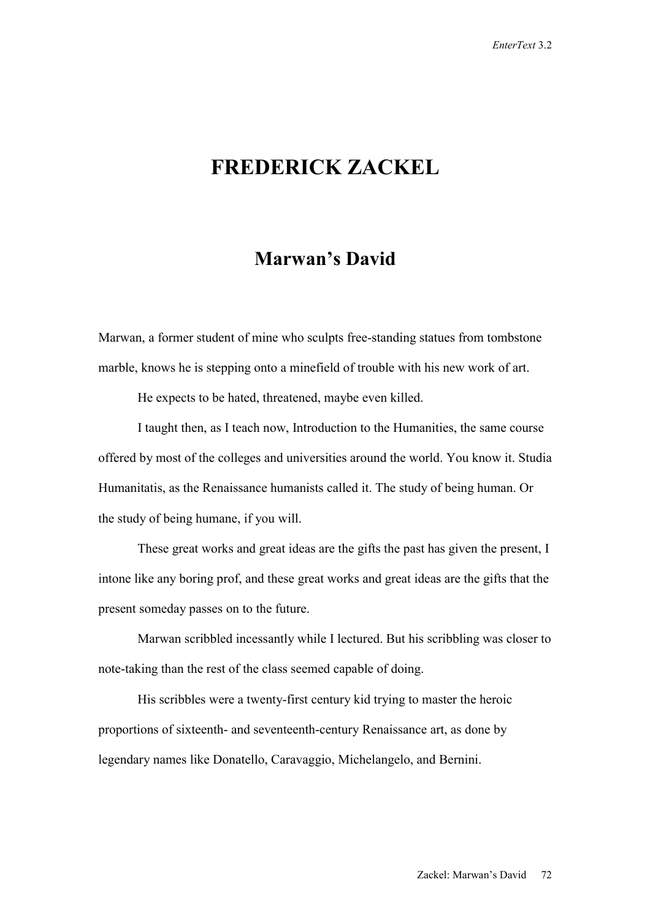# FREDERICK ZACKEL

## Marwan's David

Marwan, a former student of mine who sculpts free-standing statues from tombstone marble, knows he is stepping onto a minefield of trouble with his new work of art.

He expects to be hated, threatened, maybe even killed.

I taught then, as I teach now, Introduction to the Humanities, the same course offered by most of the colleges and universities around the world. You know it. Studia Humanitatis, as the Renaissance humanists called it. The study of being human. Or the study of being humane, if you will.

These great works and great ideas are the gifts the past has given the present, I intone like any boring prof, and these great works and great ideas are the gifts that the present someday passes on to the future.

Marwan scribbled incessantly while I lectured. But his scribbling was closer to note-taking than the rest of the class seemed capable of doing.

His scribbles were a twenty-first century kid trying to master the heroic proportions of sixteenth- and seventeenth-century Renaissance art, as done by legendary names like Donatello, Caravaggio, Michelangelo, and Bernini.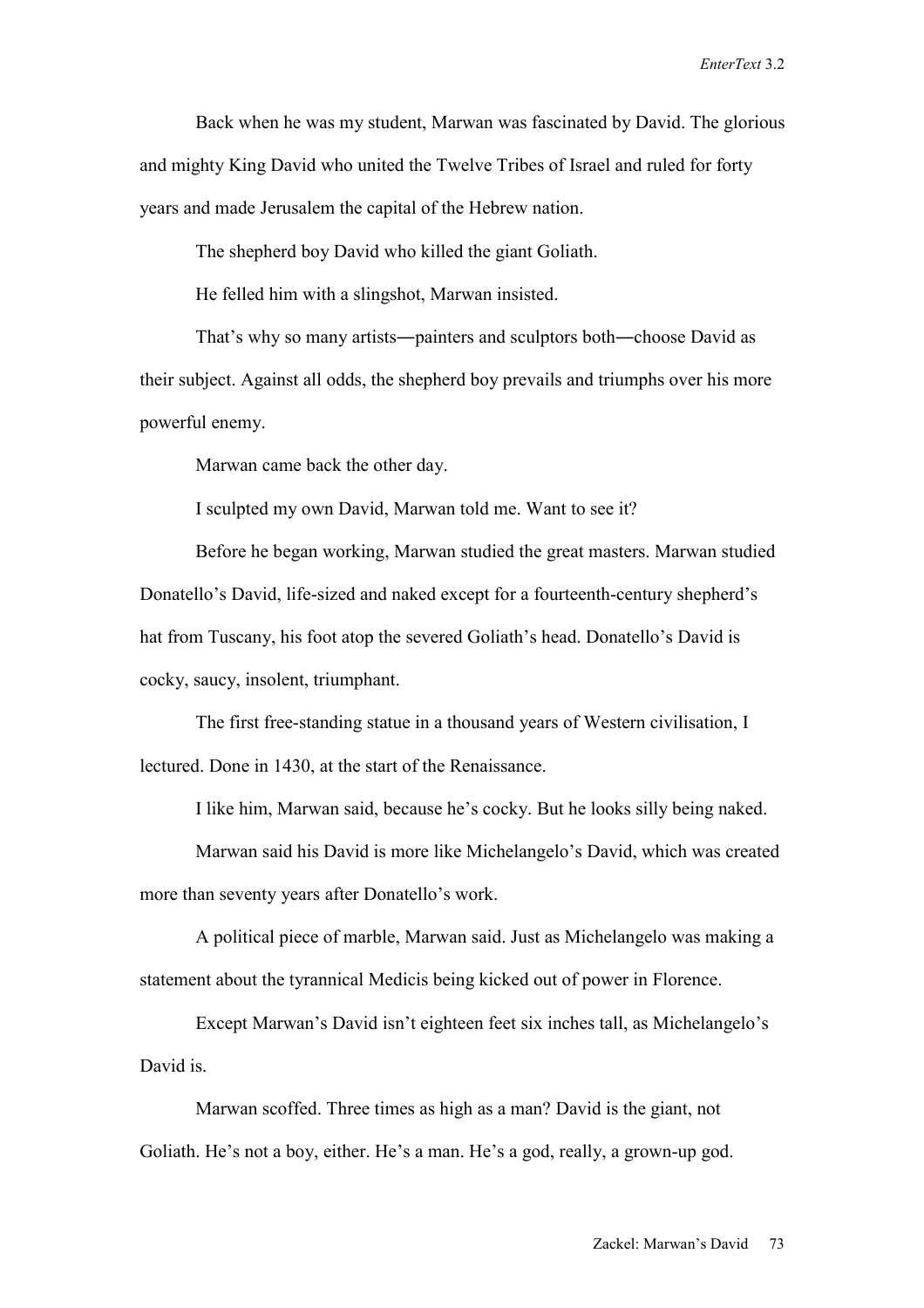Back when he was my student, Marwan was fascinated by David. The glorious and mighty King David who united the Twelve Tribes of Israel and ruled for forty years and made Jerusalem the capital of the Hebrew nation.

The shepherd boy David who killed the giant Goliath.

He felled him with a slingshot, Marwan insisted.

That's why so many artists—painters and sculptors both—choose David as their subject. Against all odds, the shepherd boy prevails and triumphs over his more powerful enemy.

Marwan came back the other day.

I sculpted my own David, Marwan told me. Want to see it?

Before he began working, Marwan studied the great masters. Marwan studied Donatello's David, life-sized and naked except for a fourteenth-century shepherd's hat from Tuscany, his foot atop the severed Goliath's head. Donatello's David is cocky, saucy, insolent, triumphant.

The first free-standing statue in a thousand years of Western civilisation, I lectured. Done in 1430, at the start of the Renaissance.

I like him, Marwan said, because he's cocky. But he looks silly being naked.

Marwan said his David is more like Michelangelo's David, which was created more than seventy years after Donatello's work.

A political piece of marble, Marwan said. Just as Michelangelo was making a statement about the tyrannical Medicis being kicked out of power in Florence.

Except Marwan's David isn't eighteen feet six inches tall, as Michelangelo's David is.

Marwan scoffed. Three times as high as a man? David is the giant, not Goliath. He's not a boy, either. He's a man. He's a god, really, a grown-up god.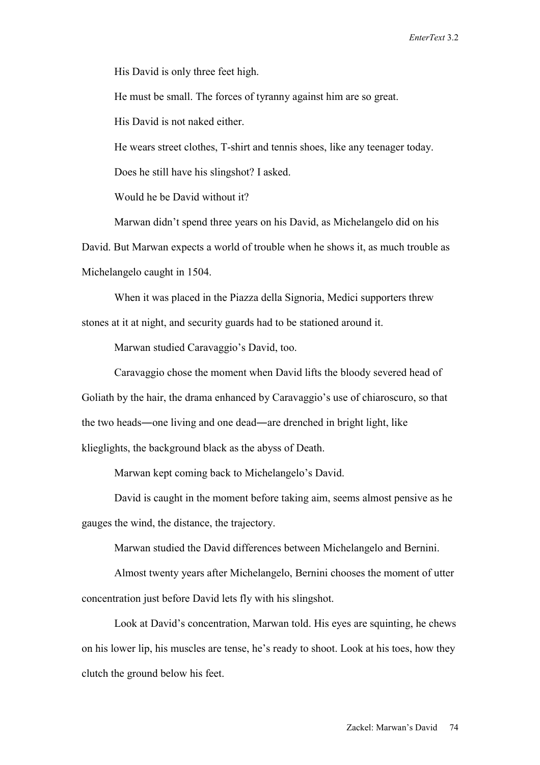His David is only three feet high.

He must be small. The forces of tyranny against him are so great.

His David is not naked either.

He wears street clothes, T-shirt and tennis shoes, like any teenager today.

Does he still have his slingshot? I asked.

Would he be David without it?

Marwan didn't spend three years on his David, as Michelangelo did on his David. But Marwan expects a world of trouble when he shows it, as much trouble as Michelangelo caught in 1504.

When it was placed in the Piazza della Signoria, Medici supporters threw stones at it at night, and security guards had to be stationed around it.

Marwan studied Caravaggio's David, too.

Caravaggio chose the moment when David lifts the bloody severed head of Goliath by the hair, the drama enhanced by Caravaggio's use of chiaroscuro, so that the two heads―one living and one dead―are drenched in bright light, like klieglights, the background black as the abyss of Death.

Marwan kept coming back to Michelangelo's David.

David is caught in the moment before taking aim, seems almost pensive as he gauges the wind, the distance, the trajectory.

Marwan studied the David differences between Michelangelo and Bernini.

Almost twenty years after Michelangelo, Bernini chooses the moment of utter concentration just before David lets fly with his slingshot.

Look at David's concentration, Marwan told. His eyes are squinting, he chews on his lower lip, his muscles are tense, he's ready to shoot. Look at his toes, how they clutch the ground below his feet.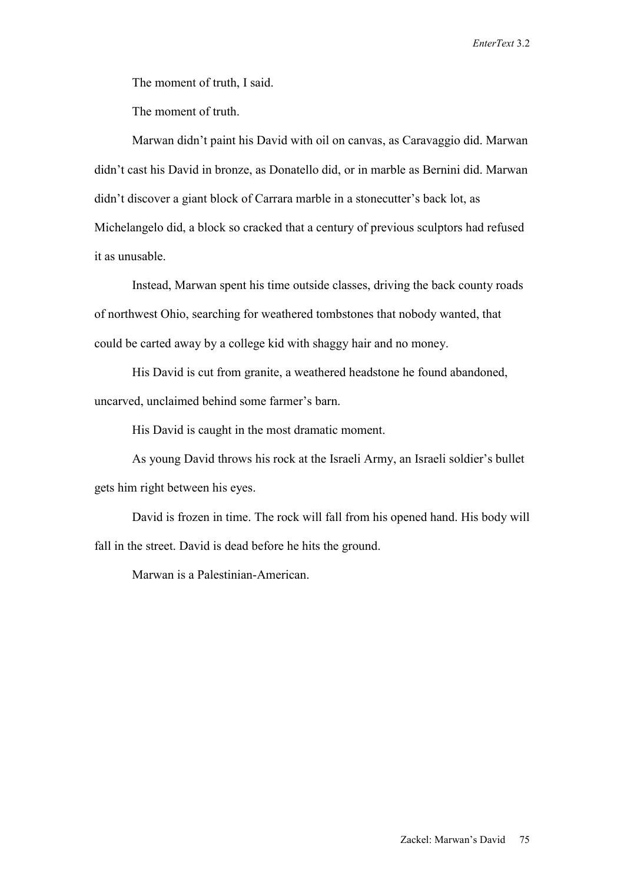The moment of truth, I said.

The moment of truth.

Marwan didn't paint his David with oil on canvas, as Caravaggio did. Marwan didn't cast his David in bronze, as Donatello did, or in marble as Bernini did. Marwan didn't discover a giant block of Carrara marble in a stonecutter's back lot, as Michelangelo did, a block so cracked that a century of previous sculptors had refused it as unusable.

Instead, Marwan spent his time outside classes, driving the back county roads of northwest Ohio, searching for weathered tombstones that nobody wanted, that could be carted away by a college kid with shaggy hair and no money.

His David is cut from granite, a weathered headstone he found abandoned, uncarved, unclaimed behind some farmer's barn.

His David is caught in the most dramatic moment.

As young David throws his rock at the Israeli Army, an Israeli soldier's bullet gets him right between his eyes.

David is frozen in time. The rock will fall from his opened hand. His body will fall in the street. David is dead before he hits the ground.

Marwan is a Palestinian-American.